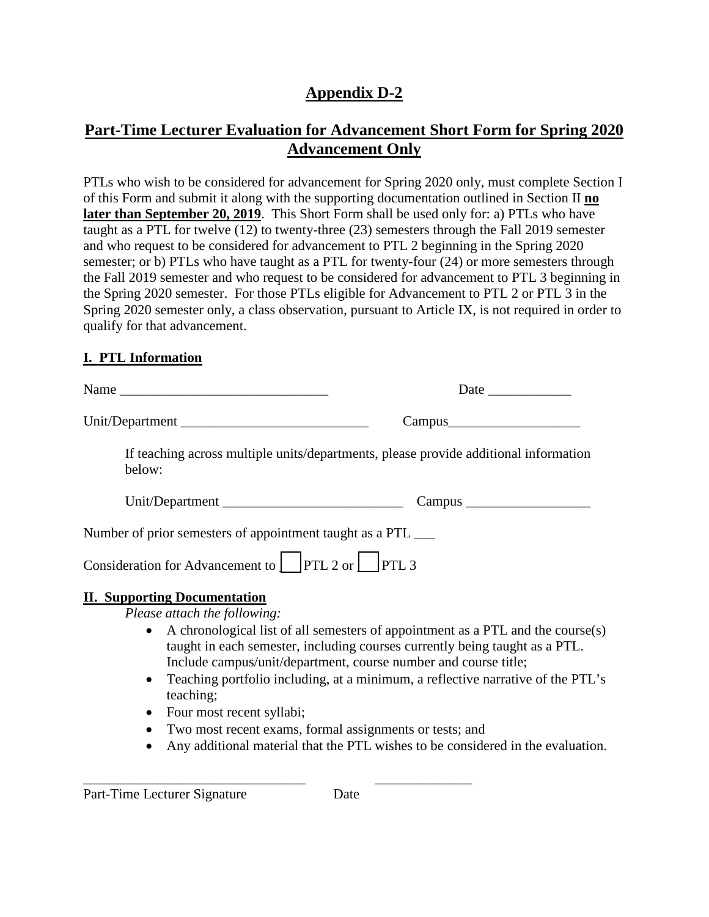# Appendix D-2

## Part-Time Lecturer Evaluation for Advancement Short Form for Spring 2020 Advancement Only

PTLs who wish to be considered for advancement for Spring 2020 only, must complete Section I of this Form and submit it along with the supporting documentation outlined in Section II **no later than September 20, 2019**. This Short Form shall be used only for: a) PTLs who have taught as a PTL for twelve (12) to twenty-three (23) semesters through the Fall 2019 semester and who request to be considered for advancement to PTL 2 beginning in the Spring 2020 semester; or b) PTLs who have taught as a PTL for twenty-four (24) or more semesters through the Fall 2019 semester and who request to be considered for advancement to PTL 3 beginning in the Spring 2020 semester. For those PTLs eligible for Advancement to PTL 2 or PTL 3 in the Spring 2020 semester only, a class observation, pursuant to Article IX, is not required in order to qualify for that advancement.

### I. PTL Information

Name ______________________________ Date ____________

Unit/Department ___________________________ Campus___________________

If teaching across multiple units/departments, please provide additional information below:

Unit/Department __________________________ Campus __________________

Number of prior semesters of appointment taught as a PTL ___

Consideration for Advancement to ☐ PTL 2 or ☐ PTL 3

### II. Supporting Documentation

*Please attach the following:*

- A chronological list of all semesters of appointment as a PTL and the course(s) taught in each semester, including courses currently being taught as a PTL. Include campus/unit/department, course number and course title;
- Teaching portfolio including, at a minimum, a reflective narrative of the PTL's teaching;
- Four most recent syllabi;
- Two most recent exams, formal assignments or tests; and
- Any additional material that the PTL wishes to be considered in the evaluation.

_______________________________ ______________

Part-Time Lecturer Signature Date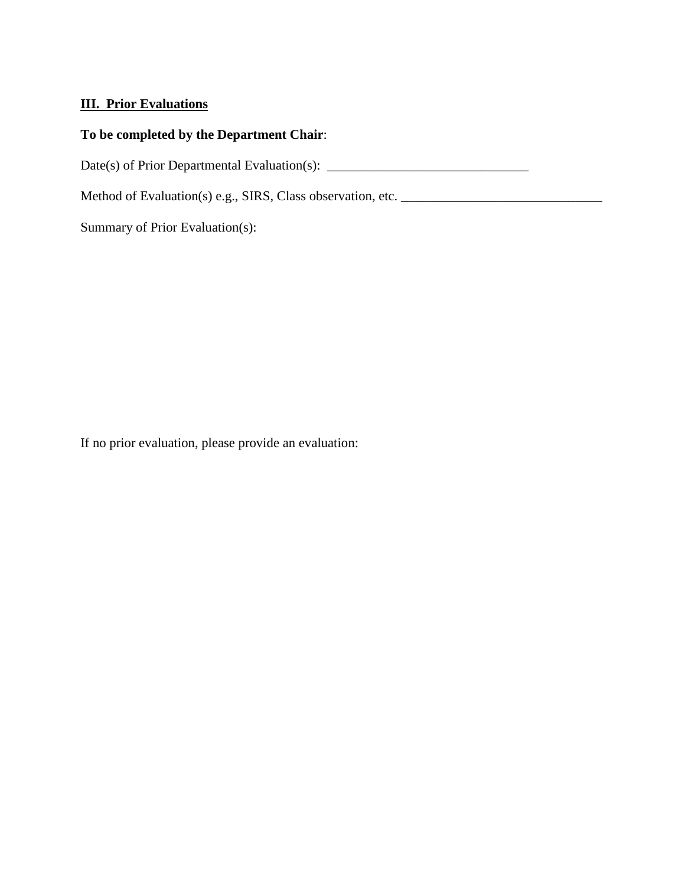**III. Prior Evaluations**

**To be completed by the Department Chair**:

Date(s) of Prior Departmental Evaluation(s): ______________________________

Method of Evaluation(s) e.g., SIRS, Class observation, etc. ______________________________

Summary of Prior Evaluation(s):

If no prior evaluation, please provide an evaluation: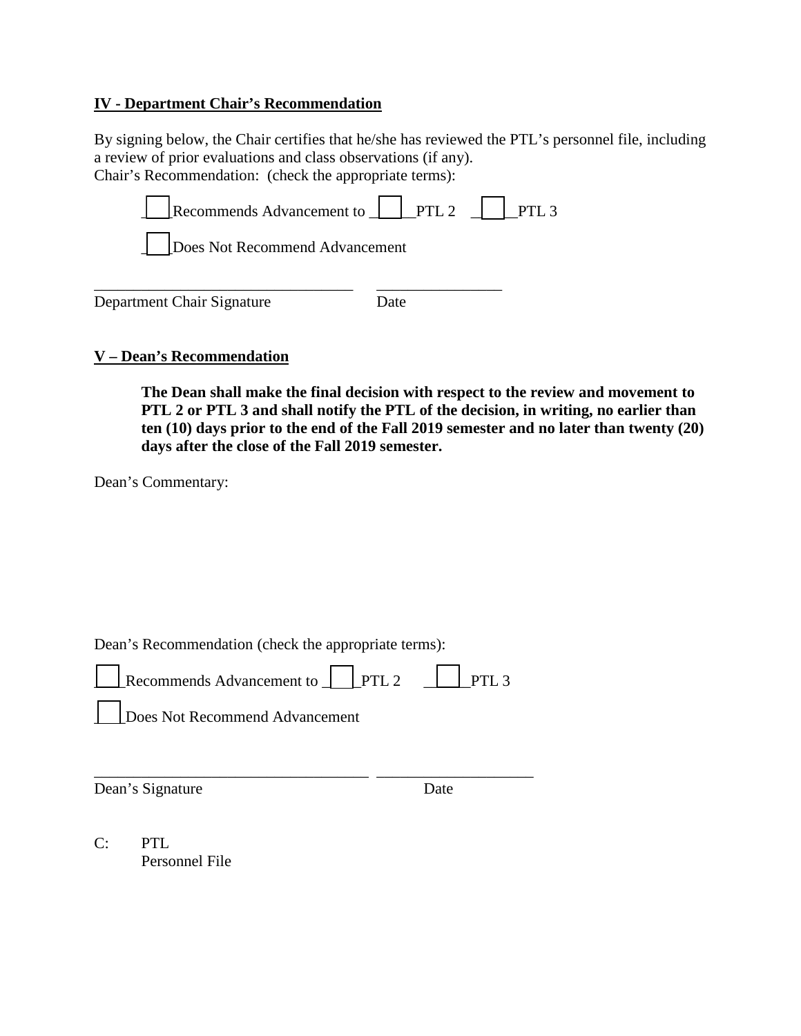**IV - Department Chair's Recommendation**

By signing below, the Chair certifies that he/she has reviewed the PTL's personnel file, including a review of prior evaluations and class observations (if any).
Chair's Recommendation: (check the appropriate terms):

☐ Recommends Advancement to ☐ PTL 2 ☐ PTL 3

☐ Does Not Recommend Advancement

_________________________________ ________________
Department Chair Signature Date

**V – Dean's Recommendation**

**The Dean shall make the final decision with respect to the review and movement to PTL 2 or PTL 3 and shall notify the PTL of the decision, in writing, no earlier than ten (10) days prior to the end of the Fall 2019 semester and no later than twenty (20) days after the close of the Fall 2019 semester.**

Dean's Commentary:

Dean's Recommendation (check the appropriate terms):

☐ Recommends Advancement to ☐ PTL 2 ☐ PTL 3

☐ Does Not Recommend Advancement

___________________________________ ___________________
Dean's Signature Date

C: PTL
Personnel File